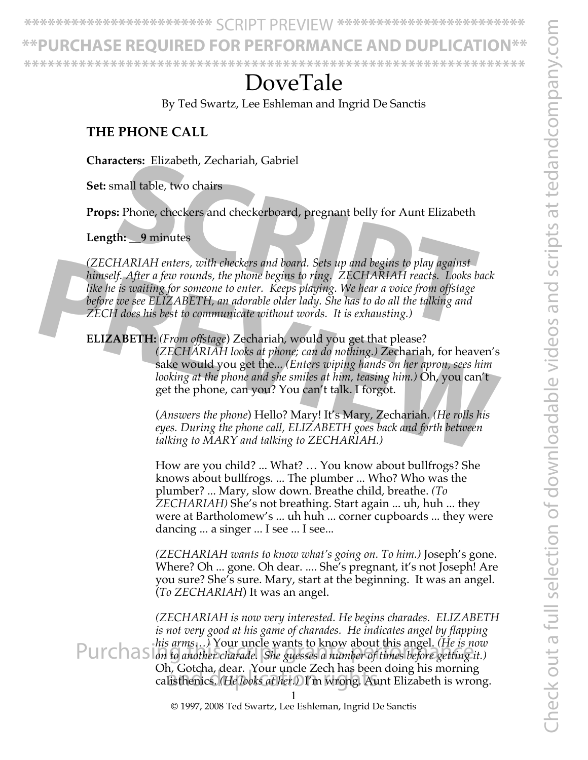# DoveTale

By Ted Swartz, Lee Eshleman and Ingrid De Sanctis

## THE PHONE CALL

**Characters:** Elizabeth, Zechariah, Gabriel

**Set:** small table, two chairs

**Props:** Phone, checkers and checkerboard, pregnant belly for Aunt Elizabeth

**Length:** __**9** minutes

*(ZECHARIAH enters, with checkers and board. Sets up and begins to play against himself. After a few rounds, the phone begins to ring. ZECHARIAH reacts. Looks back like he is waiting for someone to enter. Keeps playing. We hear a voice from offstage before we see ELIZABETH, an adorable older lady. She has to do all the talking and ZECH does his best to communicate without words. It is exhausting.)*

**ELIZABETH:** *(From offstage)* Zechariah, would you get that please? *(ZECHARIAH looks at phone; can do nothing.)* Zechariah, for heaven's sake would you get the... *(Enters wiping hands on her apron, sees him looking at the phone and she smiles at him, teasing him.)* Oh, you can't get the phone, can you? You can't talk. I forgot.

(*Answers the phone*) Hello? Mary! It's Mary, Zechariah. *(He rolls his eyes. During the phone call, ELIZABETH goes back and forth between talking to MARY and talking to ZECHARIAH.)*

How are you child? ... What? … You know about bullfrogs? She knows about bullfrogs. ... The plumber ... Who? Who was the plumber? ... Mary, slow down. Breathe child, breathe. *(To ZECHARIAH)* She's not breathing. Start again ... uh, huh ... they were at Bartholomew's ... uh huh ... corner cupboards ... they were dancing ... a singer ... I see ... I see...

*(ZECHARIAH wants to know what's going on. To him.)* Joseph's gone. Where? Oh ... gone. Oh dear. .... She's pregnant, it's not Joseph! Are you sure? She's sure. Mary, start at the beginning. It was an angel. (*To ZECHARIAH*) It was an angel.

*(ZECHARIAH is now very interested. He begins charades. ELIZABETH is not very good at his game of charades. He indicates angel by flapping his arms…)* Your uncle wants to know about this angel. *(He is now on to another charade. She guesses a number of times before getting it.)* Oh, Gotcha, dear. Your uncle Zech has been doing his morning calisthenics. *(He looks at her.)* I'm wrong. Aunt Elizabeth is wrong.

© 1997, 2008 Ted Swartz, Lee Eshleman, Ingrid De Sanctis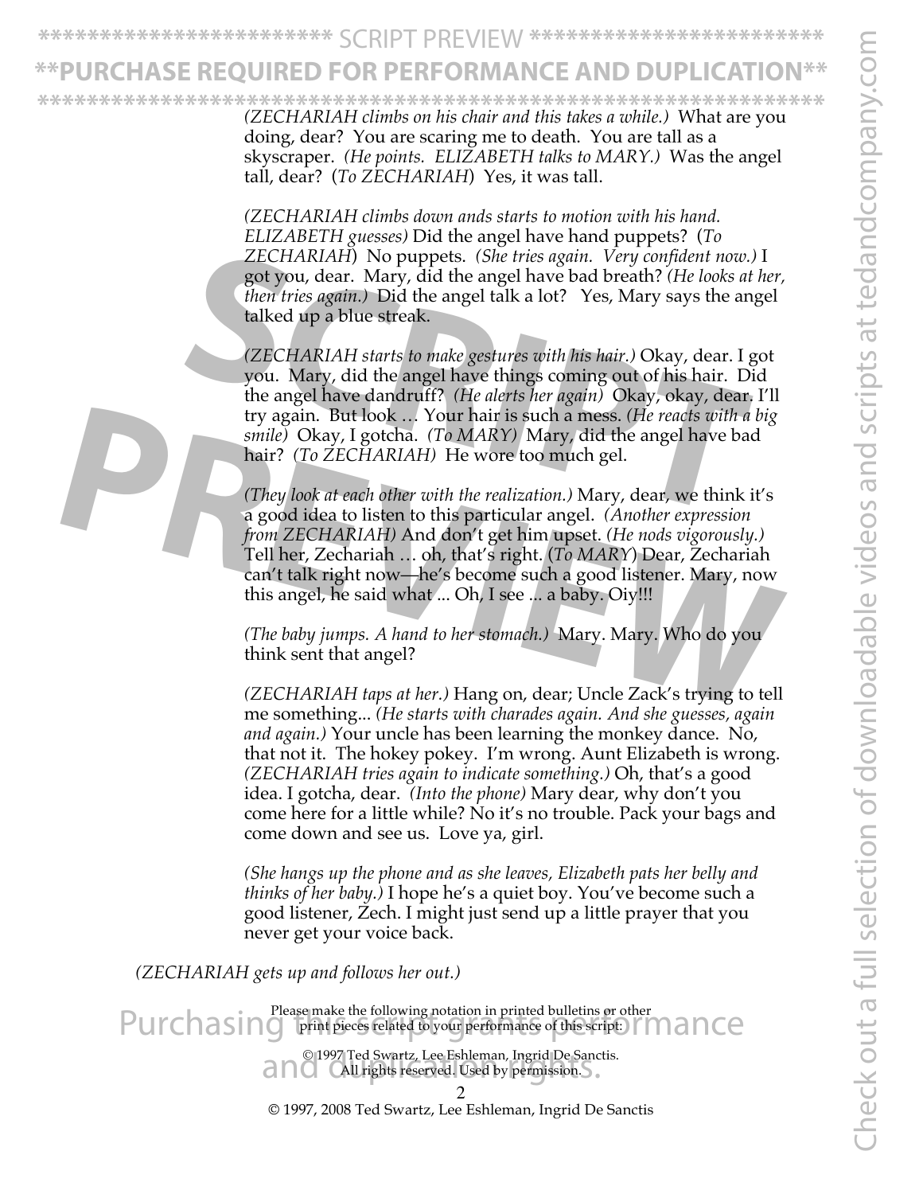*(ZECHARIAH climbs on his chair and this takes a while.)* What are you doing, dear? You are scaring me to death. You are tall as a skyscraper. *(He points. ELIZABETH talks to MARY.)* Was the angel tall, dear? (*To ZECHARIAH*) Yes, it was tall.

*(ZECHARIAH climbs down ands starts to motion with his hand. ELIZABETH guesses)* Did the angel have hand puppets? (*To ZECHARIAH*) No puppets. *(She tries again. Very confident now.)* I got you, dear. Mary, did the angel have bad breath? *(He looks at her, then tries again.)* Did the angel talk a lot? Yes, Mary says the angel talked up a blue streak.

*(ZECHARIAH starts to make gestures with his hair.)* Okay, dear. I got you. Mary, did the angel have things coming out of his hair. Did the angel have dandruff? *(He alerts her again)* Okay, okay, dear. I'll try again. But look … Your hair is such a mess. *(He reacts with a big smile)* Okay, I gotcha. *(To MARY)* Mary, did the angel have bad hair? *(To ZECHARIAH)* He wore too much gel.

*(They look at each other with the realization.)* Mary, dear, we think it's a good idea to listen to this particular angel. *(Another expression from ZECHARIAH)* And don't get him upset. *(He nods vigorously.)* Tell her, Zechariah … oh, that's right. (*To MARY*) Dear, Zechariah can't talk right now—he's become such a good listener. Mary, now this angel, he said what ... Oh, I see ... a baby. Oiy!!!

*(The baby jumps. A hand to her stomach.)* Mary. Mary. Who do you think sent that angel?

*(ZECHARIAH taps at her.)* Hang on, dear; Uncle Zack's trying to tell me something... *(He starts with charades again. And she guesses, again and again.)* Your uncle has been learning the monkey dance. No, that not it. The hokey pokey. I'm wrong. Aunt Elizabeth is wrong. *(ZECHARIAH tries again to indicate something.)* Oh, that's a good idea. I gotcha, dear. *(Into the phone)* Mary dear, why don't you come here for a little while? No it's no trouble. Pack your bags and come down and see us. Love ya, girl.

*(She hangs up the phone and as she leaves, Elizabeth pats her belly and thinks of her baby.)* I hope he's a quiet boy. You've become such a good listener, Zech. I might just send up a little prayer that you never get your voice back.

*(ZECHARIAH gets up and follows her out.)*

Please make the following notation in printed bulletins or other print pieces related to your performance of this script:

© 1997 Ted Swartz, Lee Eshleman, Ingrid De Sanctis.
All rights reserved. Used by permission.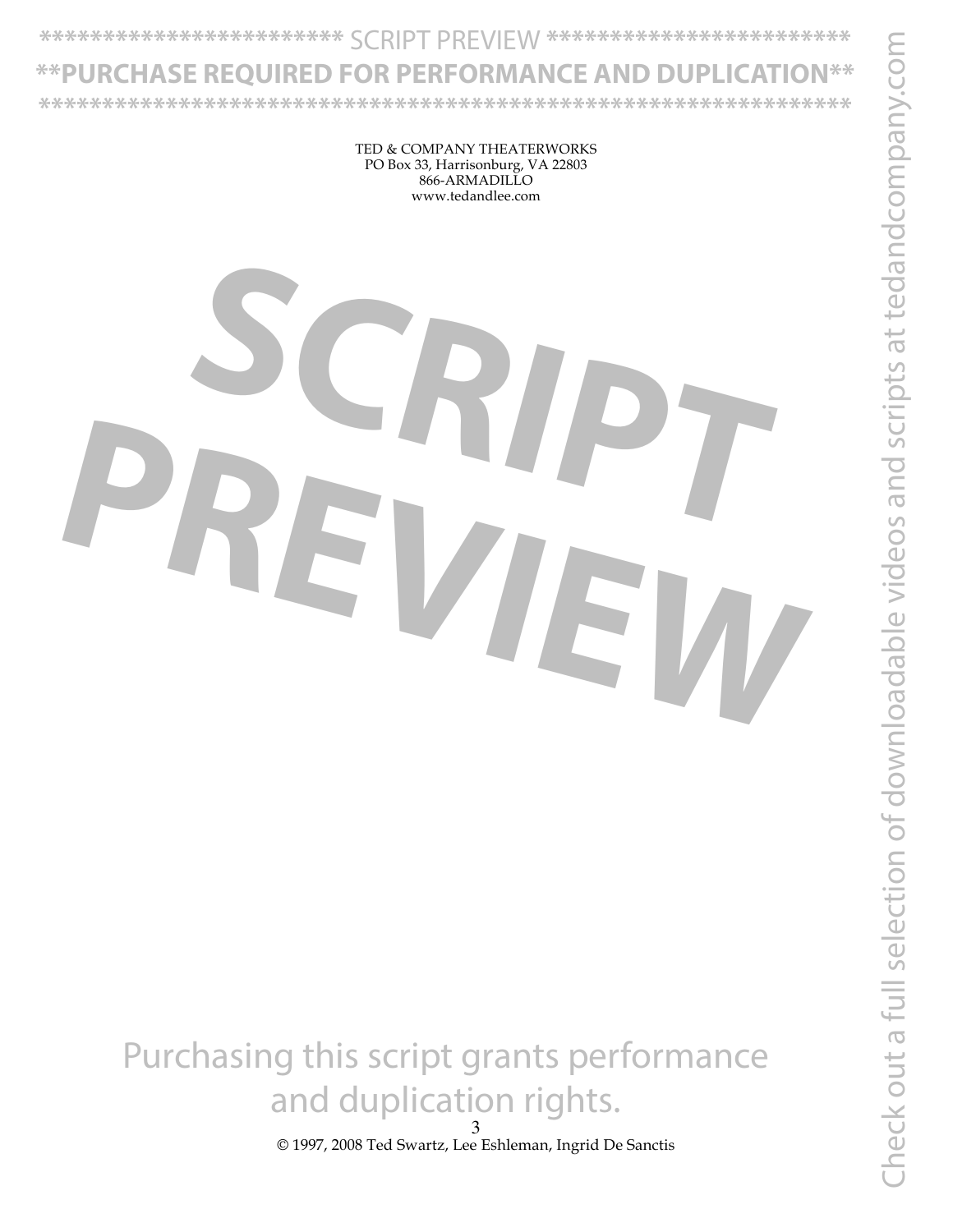TED & COMPANY THEATERWORKS
PO Box 33, Harrisonburg, VA 22803
866-ARMADILLO
www.tedandlee.com

© 1997, 2008 Ted Swartz, Lee Eshleman, Ingrid De Sanctis